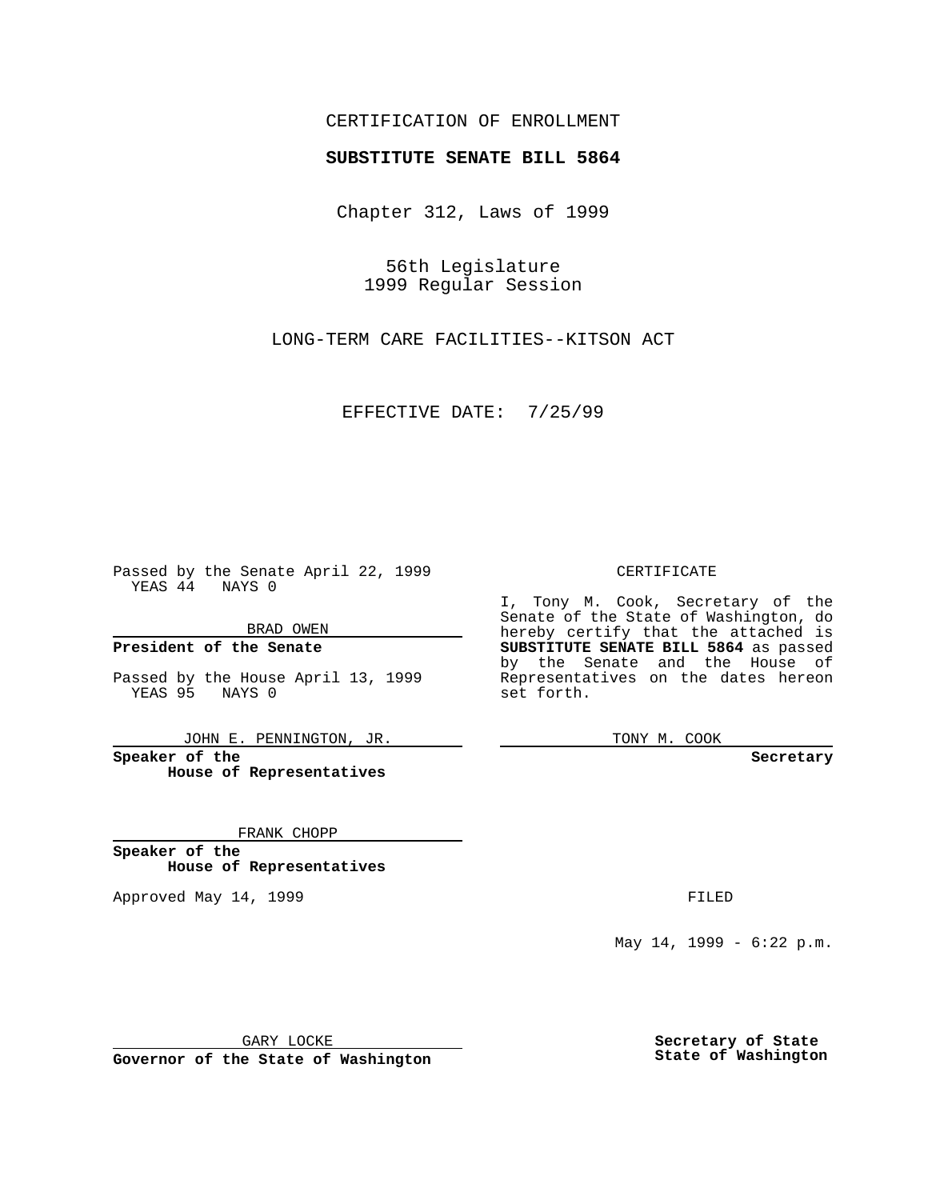CERTIFICATION OF ENROLLMENT

**SUBSTITUTE SENATE BILL 5864**

Chapter 312, Laws of 1999

56th Legislature
1999 Regular Session

LONG-TERM CARE FACILITIES--KITSON ACT

EFFECTIVE DATE: 7/25/99

Passed by the Senate April 22, 1999
YEAS 44 NAYS 0

BRAD OWEN

**President of the Senate**

Passed by the House April 13, 1999
YEAS 95 NAYS 0

JOHN E. PENNINGTON, JR.

**Speaker of the House of Representatives**

FRANK CHOPP

**Speaker of the House of Representatives**

Approved May 14, 1999

GARY LOCKE

**Governor of the State of Washington**

CERTIFICATE

I, Tony M. Cook, Secretary of the Senate of the State of Washington, do hereby certify that the attached is **SUBSTITUTE SENATE BILL 5864** as passed by the Senate and the House of Representatives on the dates hereon set forth.

TONY M. COOK

**Secretary**

FILED

May 14, 1999 - 6:22 p.m.

**Secretary of State State of Washington**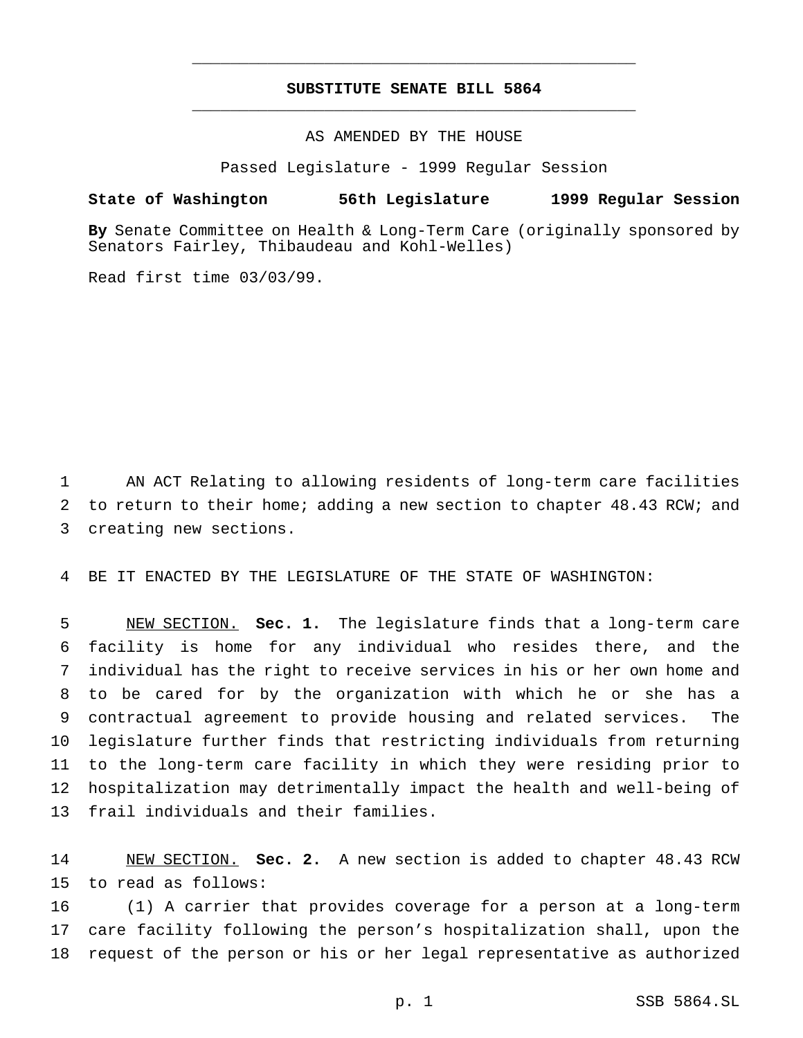# SUBSTITUTE SENATE BILL 5864

AS AMENDED BY THE HOUSE

Passed Legislature - 1999 Regular Session

**State of Washington 56th Legislature 1999 Regular Session**

**By** Senate Committee on Health & Long-Term Care (originally sponsored by Senators Fairley, Thibaudeau and Kohl-Welles)

Read first time 03/03/99.

AN ACT Relating to allowing residents of long-term care facilities to return to their home; adding a new section to chapter 48.43 RCW; and creating new sections.

BE IT ENACTED BY THE LEGISLATURE OF THE STATE OF WASHINGTON:

NEW SECTION. **Sec. 1.** The legislature finds that a long-term care facility is home for any individual who resides there, and the individual has the right to receive services in his or her own home and to be cared for by the organization with which he or she has a contractual agreement to provide housing and related services. The legislature further finds that restricting individuals from returning to the long-term care facility in which they were residing prior to hospitalization may detrimentally impact the health and well-being of frail individuals and their families.

NEW SECTION. **Sec. 2.** A new section is added to chapter 48.43 RCW to read as follows:

(1) A carrier that provides coverage for a person at a long-term care facility following the person's hospitalization shall, upon the request of the person or his or her legal representative as authorized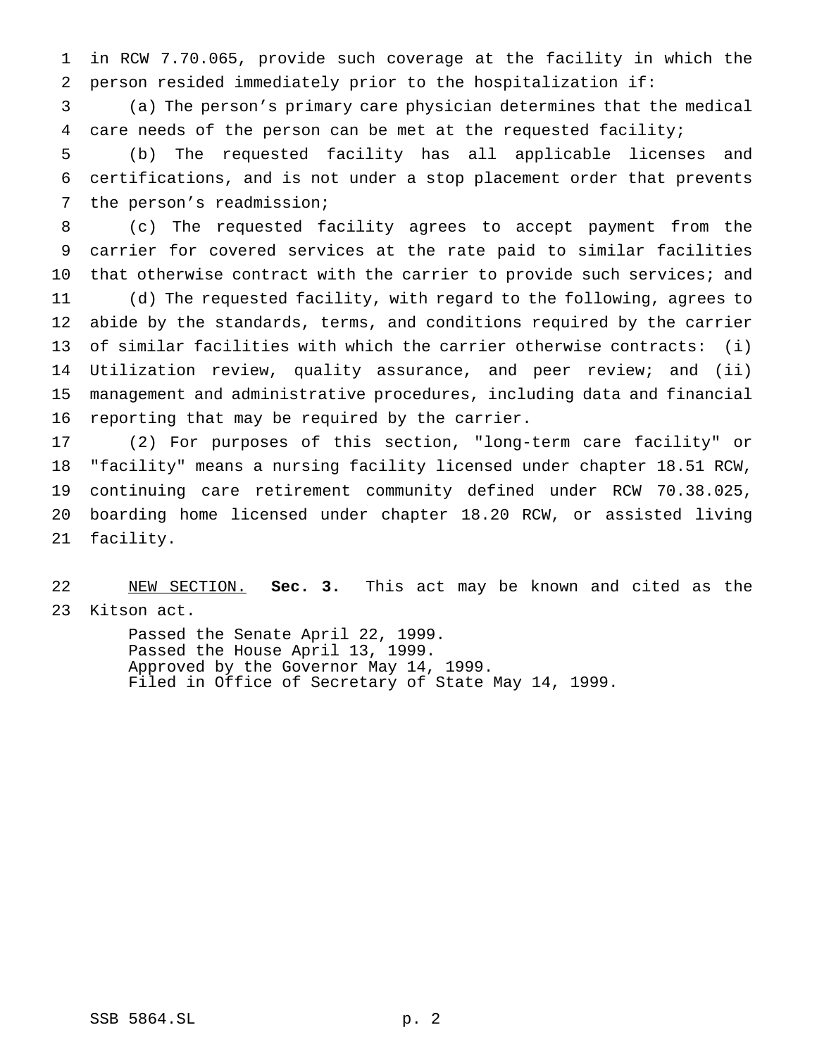in RCW 7.70.065, provide such coverage at the facility in which the person resided immediately prior to the hospitalization if:

(a) The person's primary care physician determines that the medical care needs of the person can be met at the requested facility;

(b) The requested facility has all applicable licenses and certifications, and is not under a stop placement order that prevents the person's readmission;

(c) The requested facility agrees to accept payment from the carrier for covered services at the rate paid to similar facilities that otherwise contract with the carrier to provide such services; and

(d) The requested facility, with regard to the following, agrees to abide by the standards, terms, and conditions required by the carrier of similar facilities with which the carrier otherwise contracts: (i) Utilization review, quality assurance, and peer review; and (ii) management and administrative procedures, including data and financial reporting that may be required by the carrier.

(2) For purposes of this section, "long-term care facility" or "facility" means a nursing facility licensed under chapter 18.51 RCW, continuing care retirement community defined under RCW 70.38.025, boarding home licensed under chapter 18.20 RCW, or assisted living facility.

NEW SECTION. **Sec. 3.** This act may be known and cited as the Kitson act.

Passed the Senate April 22, 1999.
Passed the House April 13, 1999.
Approved by the Governor May 14, 1999.
Filed in Office of Secretary of State May 14, 1999.